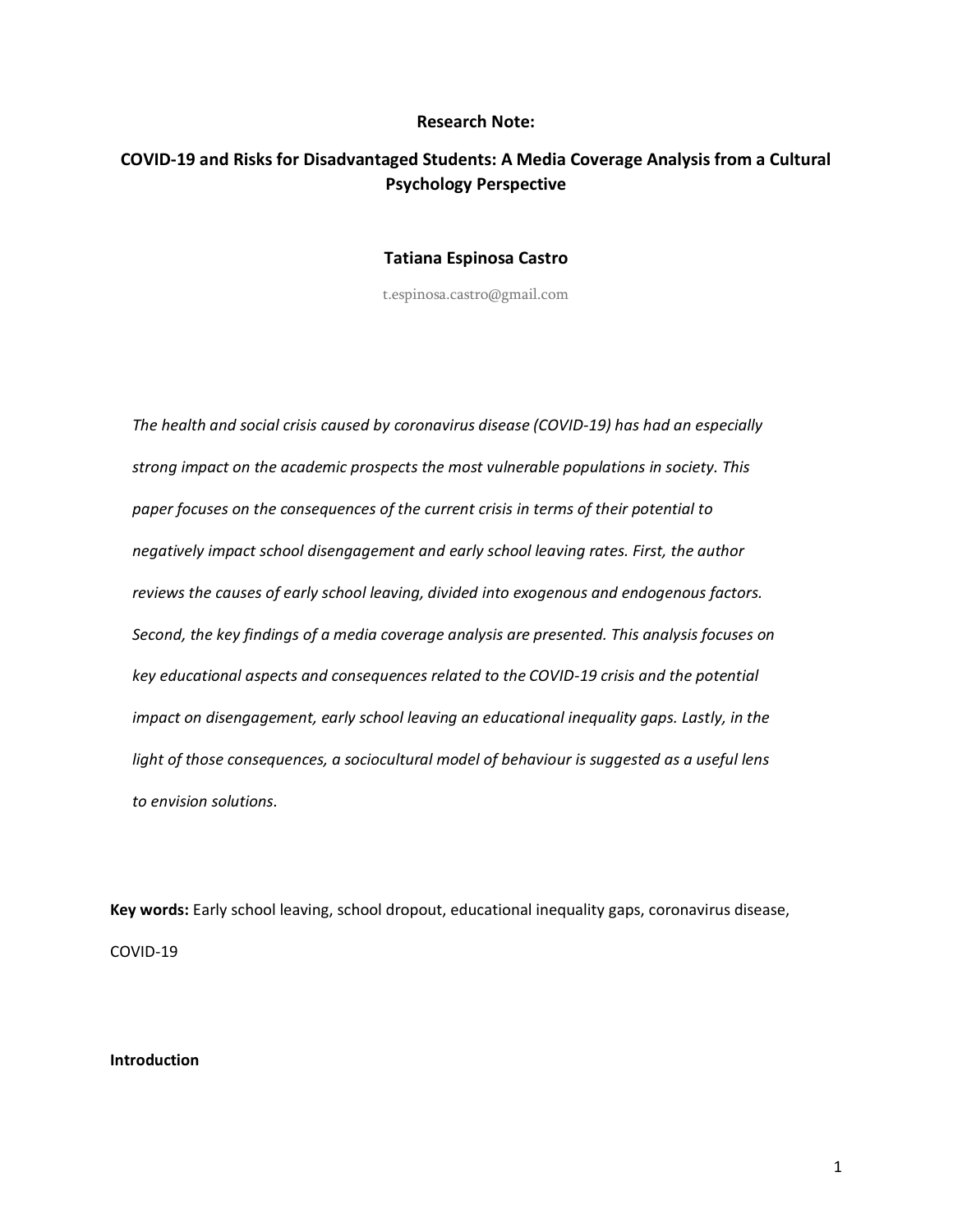**Research Note:**

# COVID-19 and Risks for Disadvantaged Students: A Media Coverage Analysis from a Cultural Psychology Perspective

**Tatiana Espinosa Castro**

t.espinosa.castro@gmail.com

*The health and social crisis caused by coronavirus disease (COVID-19) has had an especially strong impact on the academic prospects the most vulnerable populations in society. This paper focuses on the consequences of the current crisis in terms of their potential to negatively impact school disengagement and early school leaving rates. First, the author reviews the causes of early school leaving, divided into exogenous and endogenous factors. Second, the key findings of a media coverage analysis are presented. This analysis focuses on key educational aspects and consequences related to the COVID-19 crisis and the potential impact on disengagement, early school leaving an educational inequality gaps. Lastly, in the light of those consequences, a sociocultural model of behaviour is suggested as a useful lens to envision solutions.*

**Key words:** Early school leaving, school dropout, educational inequality gaps, coronavirus disease, COVID-19

## Introduction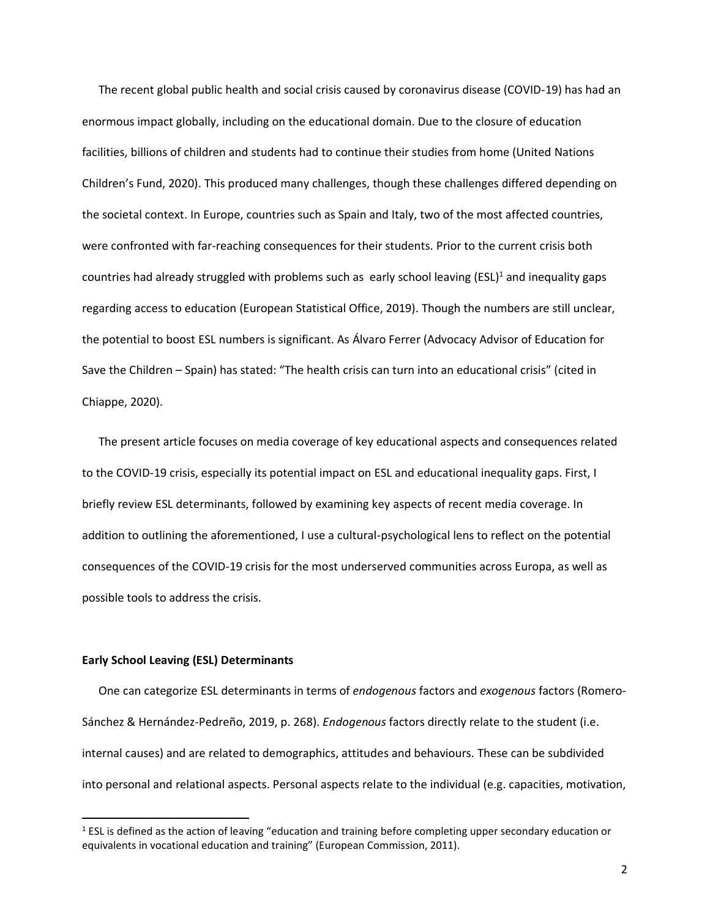The recent global public health and social crisis caused by coronavirus disease (COVID-19) has had an enormous impact globally, including on the educational domain. Due to the closure of education facilities, billions of children and students had to continue their studies from home (United Nations Children's Fund, 2020). This produced many challenges, though these challenges differed depending on the societal context. In Europe, countries such as Spain and Italy, two of the most affected countries, were confronted with far-reaching consequences for their students. Prior to the current crisis both countries had already struggled with problems such as early school leaving (ESL)[1] and inequality gaps regarding access to education (European Statistical Office, 2019). Though the numbers are still unclear, the potential to boost ESL numbers is significant. As Álvaro Ferrer (Advocacy Advisor of Education for Save the Children – Spain) has stated: "The health crisis can turn into an educational crisis" (cited in Chiappe, 2020).

The present article focuses on media coverage of key educational aspects and consequences related to the COVID-19 crisis, especially its potential impact on ESL and educational inequality gaps. First, I briefly review ESL determinants, followed by examining key aspects of recent media coverage. In addition to outlining the aforementioned, I use a cultural-psychological lens to reflect on the potential consequences of the COVID-19 crisis for the most underserved communities across Europa, as well as possible tools to address the crisis.

**Early School Leaving (ESL) Determinants**

One can categorize ESL determinants in terms of *endogenous* factors and *exogenous* factors (Romero-Sánchez & Hernández-Pedreño, 2019, p. 268). *Endogenous* factors directly relate to the student (i.e. internal causes) and are related to demographics, attitudes and behaviours. These can be subdivided into personal and relational aspects. Personal aspects relate to the individual (e.g. capacities, motivation,

[1] ESL is defined as the action of leaving "education and training before completing upper secondary education or equivalents in vocational education and training" (European Commission, 2011).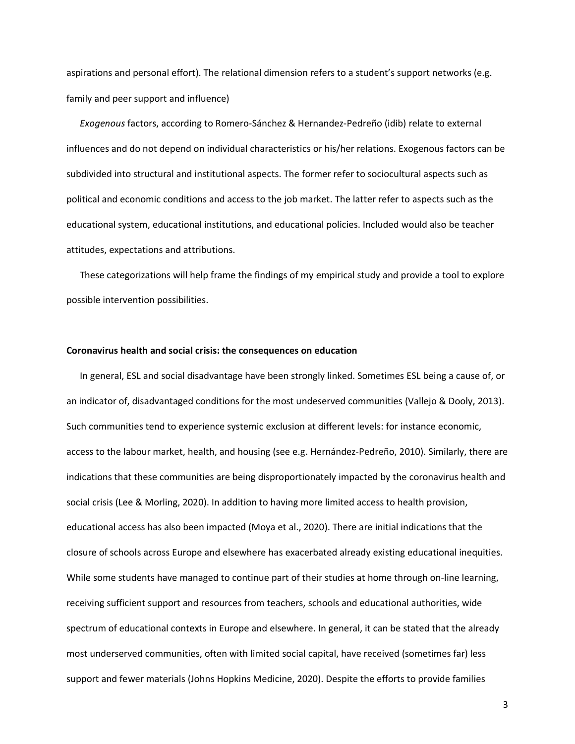aspirations and personal effort). The relational dimension refers to a student's support networks (e.g. family and peer support and influence)

*Exogenous* factors, according to Romero-Sánchez & Hernandez-Pedreño (idib) relate to external influences and do not depend on individual characteristics or his/her relations. Exogenous factors can be subdivided into structural and institutional aspects. The former refer to sociocultural aspects such as political and economic conditions and access to the job market. The latter refer to aspects such as the educational system, educational institutions, and educational policies. Included would also be teacher attitudes, expectations and attributions.

These categorizations will help frame the findings of my empirical study and provide a tool to explore possible intervention possibilities.

**Coronavirus health and social crisis: the consequences on education**

In general, ESL and social disadvantage have been strongly linked. Sometimes ESL being a cause of, or an indicator of, disadvantaged conditions for the most undeserved communities (Vallejo & Dooly, 2013). Such communities tend to experience systemic exclusion at different levels: for instance economic, access to the labour market, health, and housing (see e.g. Hernández-Pedreño, 2010). Similarly, there are indications that these communities are being disproportionately impacted by the coronavirus health and social crisis (Lee & Morling, 2020). In addition to having more limited access to health provision, educational access has also been impacted (Moya et al., 2020). There are initial indications that the closure of schools across Europe and elsewhere has exacerbated already existing educational inequities. While some students have managed to continue part of their studies at home through on-line learning, receiving sufficient support and resources from teachers, schools and educational authorities, wide spectrum of educational contexts in Europe and elsewhere. In general, it can be stated that the already most underserved communities, often with limited social capital, have received (sometimes far) less support and fewer materials (Johns Hopkins Medicine, 2020). Despite the efforts to provide families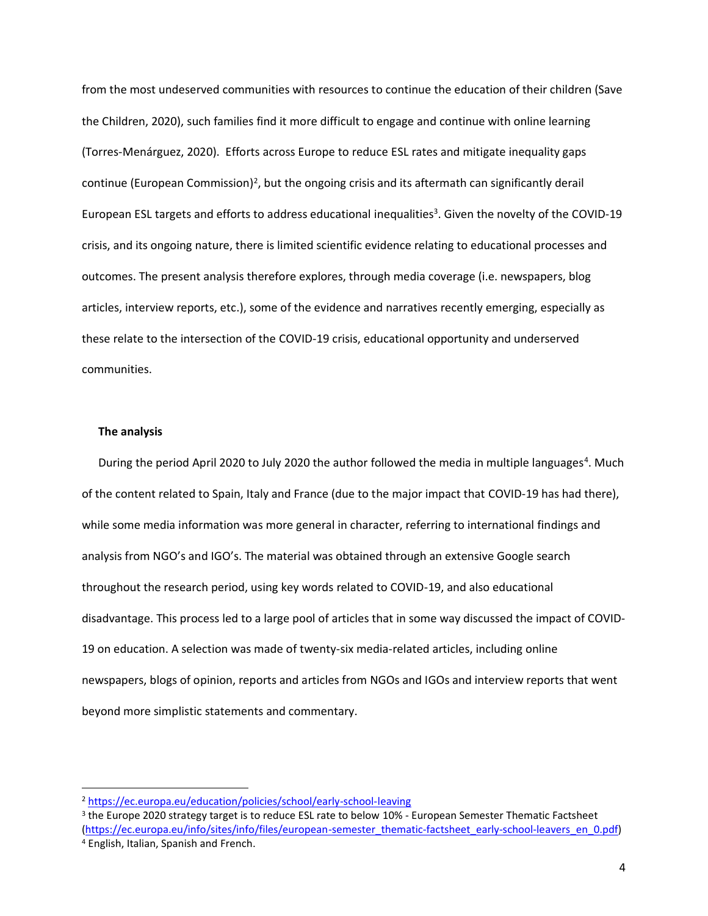from the most undeserved communities with resources to continue the education of their children (Save the Children, 2020), such families find it more difficult to engage and continue with online learning (Torres-Menárguez, 2020). Efforts across Europe to reduce ESL rates and mitigate inequality gaps continue (European Commission)[2], but the ongoing crisis and its aftermath can significantly derail European ESL targets and efforts to address educational inequalities[3]. Given the novelty of the COVID-19 crisis, and its ongoing nature, there is limited scientific evidence relating to educational processes and outcomes. The present analysis therefore explores, through media coverage (i.e. newspapers, blog articles, interview reports, etc.), some of the evidence and narratives recently emerging, especially as these relate to the intersection of the COVID-19 crisis, educational opportunity and underserved communities.

**The analysis**

During the period April 2020 to July 2020 the author followed the media in multiple languages[4]. Much of the content related to Spain, Italy and France (due to the major impact that COVID-19 has had there), while some media information was more general in character, referring to international findings and analysis from NGO's and IGO's. The material was obtained through an extensive Google search throughout the research period, using key words related to COVID-19, and also educational disadvantage. This process led to a large pool of articles that in some way discussed the impact of COVID-19 on education. A selection was made of twenty-six media-related articles, including online newspapers, blogs of opinion, reports and articles from NGOs and IGOs and interview reports that went beyond more simplistic statements and commentary.

---

[2] https://ec.europa.eu/education/policies/school/early-school-leaving

[3] the Europe 2020 strategy target is to reduce ESL rate to below 10% - European Semester Thematic Factsheet (https://ec.europa.eu/info/sites/info/files/european-semester_thematic-factsheet_early-school-leavers_en_0.pdf)

[4] English, Italian, Spanish and French.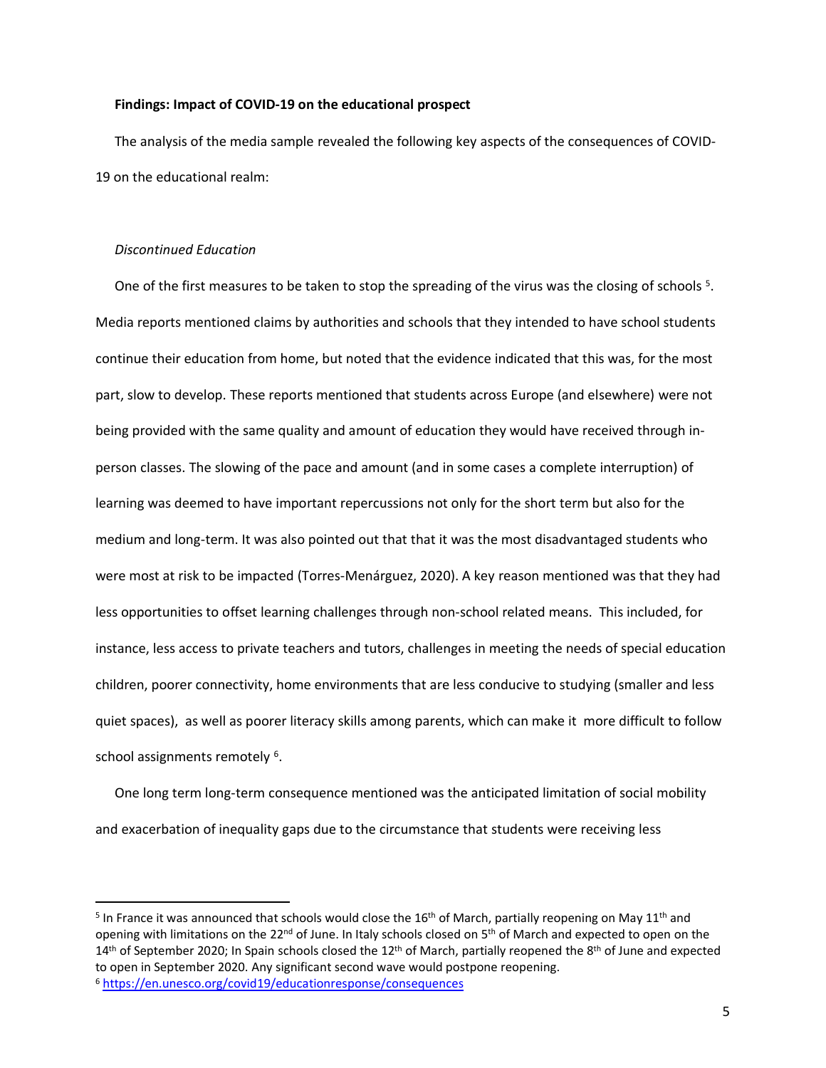**Findings: Impact of COVID-19 on the educational prospect**

The analysis of the media sample revealed the following key aspects of the consequences of COVID-19 on the educational realm:

*Discontinued Education*

One of the first measures to be taken to stop the spreading of the virus was the closing of schools [5]. Media reports mentioned claims by authorities and schools that they intended to have school students continue their education from home, but noted that the evidence indicated that this was, for the most part, slow to develop. These reports mentioned that students across Europe (and elsewhere) were not being provided with the same quality and amount of education they would have received through in-person classes. The slowing of the pace and amount (and in some cases a complete interruption) of learning was deemed to have important repercussions not only for the short term but also for the medium and long-term. It was also pointed out that that it was the most disadvantaged students who were most at risk to be impacted (Torres-Menárguez, 2020). A key reason mentioned was that they had less opportunities to offset learning challenges through non-school related means. This included, for instance, less access to private teachers and tutors, challenges in meeting the needs of special education children, poorer connectivity, home environments that are less conducive to studying (smaller and less quiet spaces), as well as poorer literacy skills among parents, which can make it more difficult to follow school assignments remotely [6].

One long term long-term consequence mentioned was the anticipated limitation of social mobility and exacerbation of inequality gaps due to the circumstance that students were receiving less

---

[5] In France it was announced that schools would close the 16th of March, partially reopening on May 11th and opening with limitations on the 22nd of June. In Italy schools closed on 5th of March and expected to open on the 14th of September 2020; In Spain schools closed the 12th of March, partially reopened the 8th of June and expected to open in September 2020. Any significant second wave would postpone reopening.

[6] https://en.unesco.org/covid19/educationresponse/consequences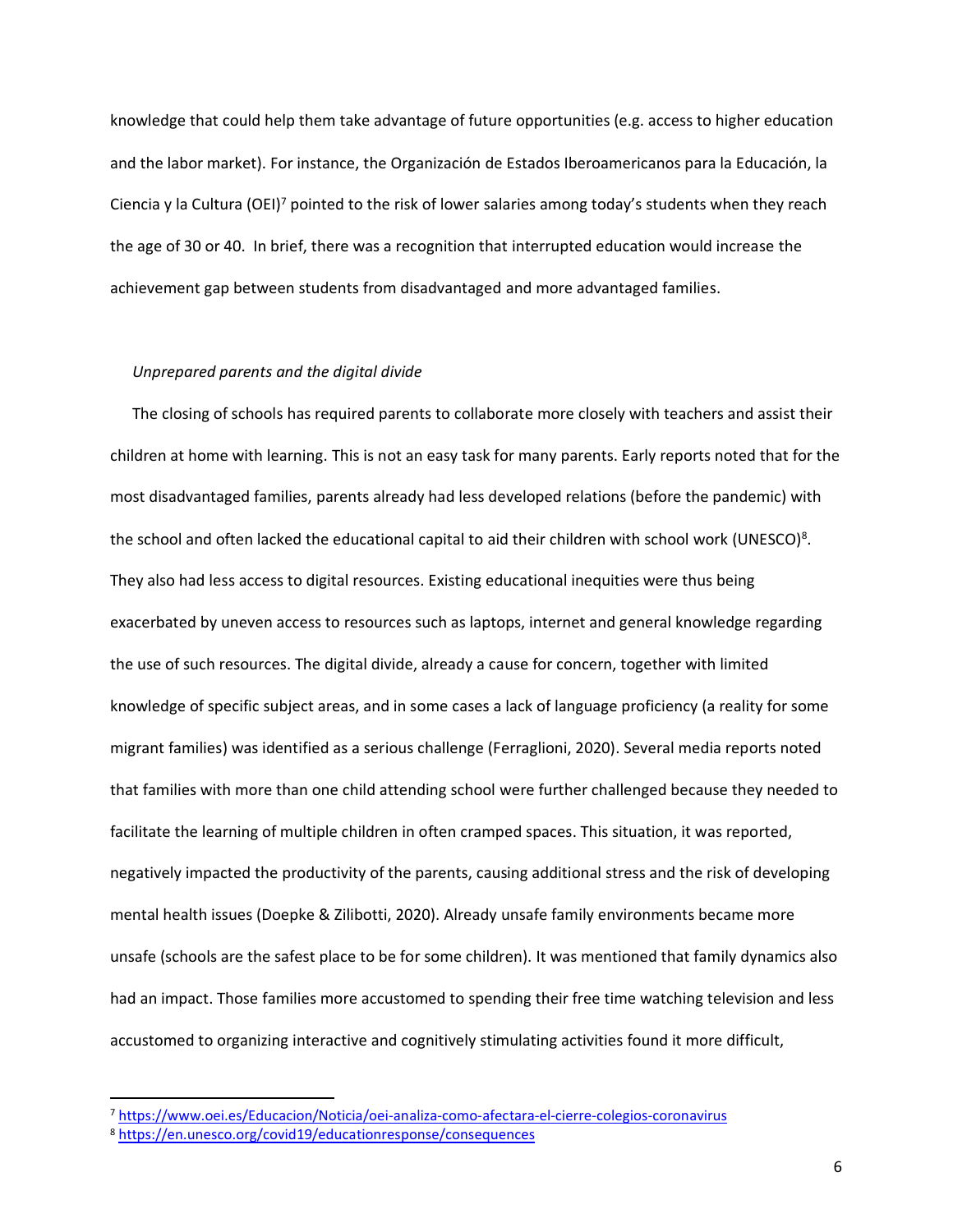knowledge that could help them take advantage of future opportunities (e.g. access to higher education and the labor market). For instance, the Organización de Estados Iberoamericanos para la Educación, la Ciencia y la Cultura (OEI)[7] pointed to the risk of lower salaries among today's students when they reach the age of 30 or 40. In brief, there was a recognition that interrupted education would increase the achievement gap between students from disadvantaged and more advantaged families.

*Unprepared parents and the digital divide*

The closing of schools has required parents to collaborate more closely with teachers and assist their children at home with learning. This is not an easy task for many parents. Early reports noted that for the most disadvantaged families, parents already had less developed relations (before the pandemic) with the school and often lacked the educational capital to aid their children with school work (UNESCO)[8]. They also had less access to digital resources. Existing educational inequities were thus being exacerbated by uneven access to resources such as laptops, internet and general knowledge regarding the use of such resources. The digital divide, already a cause for concern, together with limited knowledge of specific subject areas, and in some cases a lack of language proficiency (a reality for some migrant families) was identified as a serious challenge (Ferraglioni, 2020). Several media reports noted that families with more than one child attending school were further challenged because they needed to facilitate the learning of multiple children in often cramped spaces. This situation, it was reported, negatively impacted the productivity of the parents, causing additional stress and the risk of developing mental health issues (Doepke & Zilibotti, 2020). Already unsafe family environments became more unsafe (schools are the safest place to be for some children). It was mentioned that family dynamics also had an impact. Those families more accustomed to spending their free time watching television and less accustomed to organizing interactive and cognitively stimulating activities found it more difficult,

---

[7] https://www.oei.es/Educacion/Noticia/oei-analiza-como-afectara-el-cierre-colegios-coronavirus

[8] https://en.unesco.org/covid19/educationresponse/consequences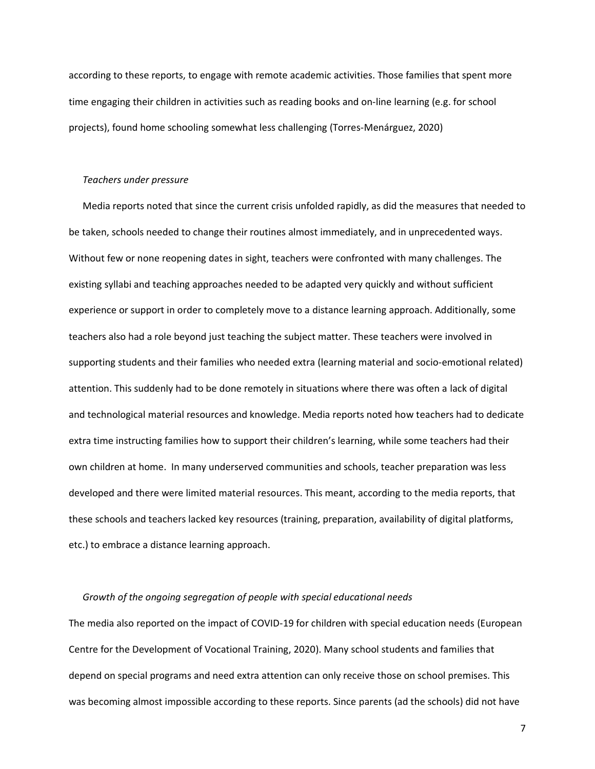according to these reports, to engage with remote academic activities. Those families that spent more time engaging their children in activities such as reading books and on-line learning (e.g. for school projects), found home schooling somewhat less challenging (Torres-Menárguez, 2020)

*Teachers under pressure*

Media reports noted that since the current crisis unfolded rapidly, as did the measures that needed to be taken, schools needed to change their routines almost immediately, and in unprecedented ways. Without few or none reopening dates in sight, teachers were confronted with many challenges. The existing syllabi and teaching approaches needed to be adapted very quickly and without sufficient experience or support in order to completely move to a distance learning approach. Additionally, some teachers also had a role beyond just teaching the subject matter. These teachers were involved in supporting students and their families who needed extra (learning material and socio-emotional related) attention. This suddenly had to be done remotely in situations where there was often a lack of digital and technological material resources and knowledge. Media reports noted how teachers had to dedicate extra time instructing families how to support their children's learning, while some teachers had their own children at home. In many underserved communities and schools, teacher preparation was less developed and there were limited material resources. This meant, according to the media reports, that these schools and teachers lacked key resources (training, preparation, availability of digital platforms, etc.) to embrace a distance learning approach.

*Growth of the ongoing segregation of people with special educational needs*

The media also reported on the impact of COVID-19 for children with special education needs (European Centre for the Development of Vocational Training, 2020). Many school students and families that depend on special programs and need extra attention can only receive those on school premises. This was becoming almost impossible according to these reports. Since parents (ad the schools) did not have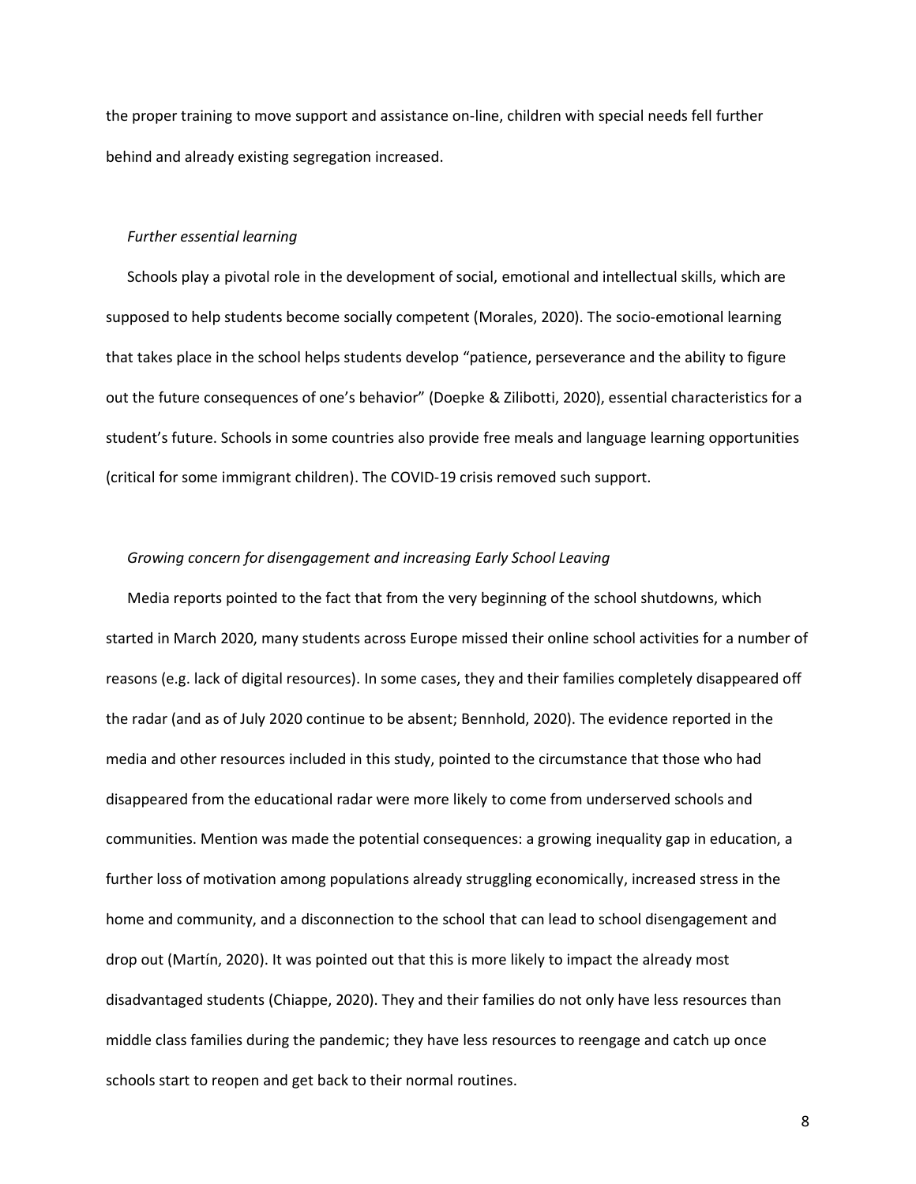the proper training to move support and assistance on-line, children with special needs fell further behind and already existing segregation increased.

*Further essential learning*

Schools play a pivotal role in the development of social, emotional and intellectual skills, which are supposed to help students become socially competent (Morales, 2020). The socio-emotional learning that takes place in the school helps students develop "patience, perseverance and the ability to figure out the future consequences of one's behavior" (Doepke & Zilibotti, 2020), essential characteristics for a student's future. Schools in some countries also provide free meals and language learning opportunities (critical for some immigrant children). The COVID-19 crisis removed such support.

*Growing concern for disengagement and increasing Early School Leaving*

Media reports pointed to the fact that from the very beginning of the school shutdowns, which started in March 2020, many students across Europe missed their online school activities for a number of reasons (e.g. lack of digital resources). In some cases, they and their families completely disappeared off the radar (and as of July 2020 continue to be absent; Bennhold, 2020). The evidence reported in the media and other resources included in this study, pointed to the circumstance that those who had disappeared from the educational radar were more likely to come from underserved schools and communities. Mention was made the potential consequences: a growing inequality gap in education, a further loss of motivation among populations already struggling economically, increased stress in the home and community, and a disconnection to the school that can lead to school disengagement and drop out (Martín, 2020). It was pointed out that this is more likely to impact the already most disadvantaged students (Chiappe, 2020). They and their families do not only have less resources than middle class families during the pandemic; they have less resources to reengage and catch up once schools start to reopen and get back to their normal routines.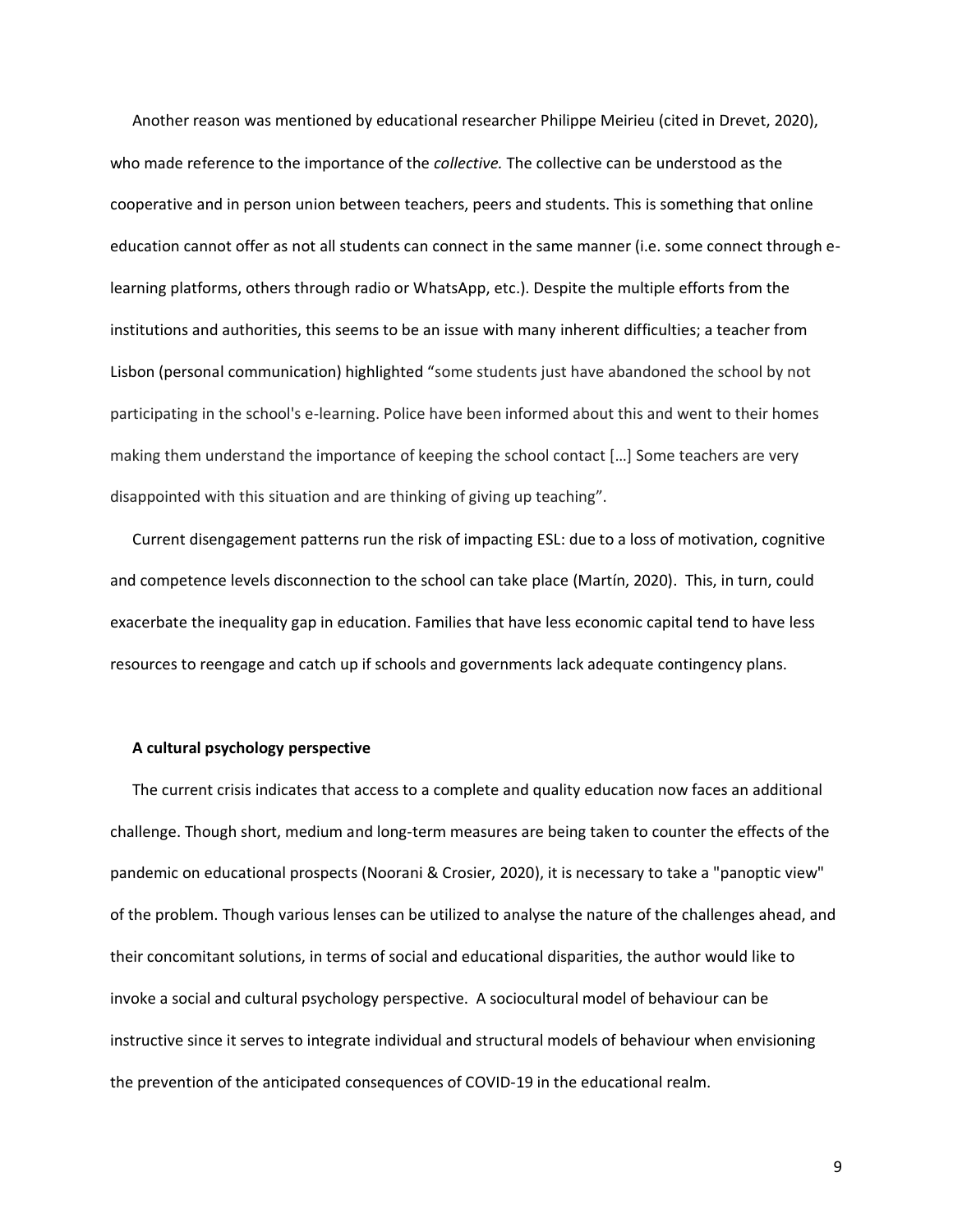Another reason was mentioned by educational researcher Philippe Meirieu (cited in Drevet, 2020), who made reference to the importance of the *collective.* The collective can be understood as the cooperative and in person union between teachers, peers and students. This is something that online education cannot offer as not all students can connect in the same manner (i.e. some connect through e-learning platforms, others through radio or WhatsApp, etc.). Despite the multiple efforts from the institutions and authorities, this seems to be an issue with many inherent difficulties; a teacher from Lisbon (personal communication) highlighted "some students just have abandoned the school by not participating in the school's e-learning. Police have been informed about this and went to their homes making them understand the importance of keeping the school contact […] Some teachers are very disappointed with this situation and are thinking of giving up teaching".

Current disengagement patterns run the risk of impacting ESL: due to a loss of motivation, cognitive and competence levels disconnection to the school can take place (Martín, 2020). This, in turn, could exacerbate the inequality gap in education. Families that have less economic capital tend to have less resources to reengage and catch up if schools and governments lack adequate contingency plans.

### A cultural psychology perspective

The current crisis indicates that access to a complete and quality education now faces an additional challenge. Though short, medium and long-term measures are being taken to counter the effects of the pandemic on educational prospects (Noorani & Crosier, 2020), it is necessary to take a "panoptic view" of the problem. Though various lenses can be utilized to analyse the nature of the challenges ahead, and their concomitant solutions, in terms of social and educational disparities, the author would like to invoke a social and cultural psychology perspective. A sociocultural model of behaviour can be instructive since it serves to integrate individual and structural models of behaviour when envisioning the prevention of the anticipated consequences of COVID-19 in the educational realm.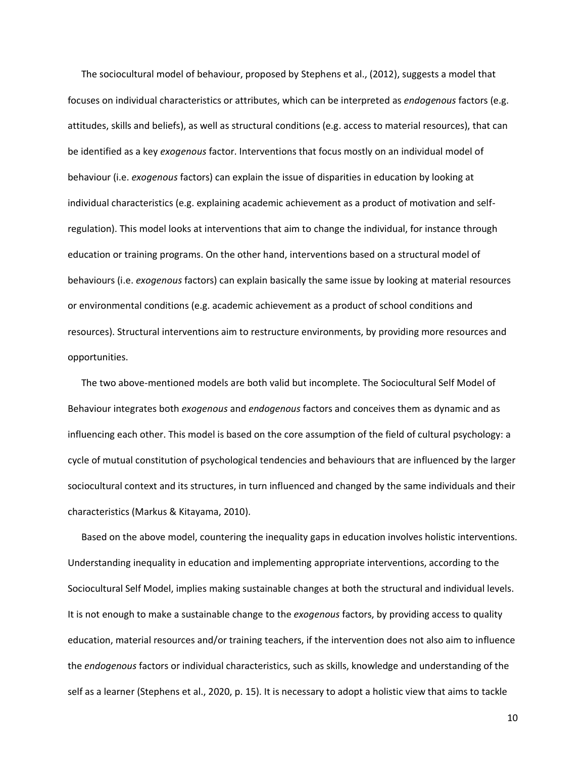The sociocultural model of behaviour, proposed by Stephens et al., (2012), suggests a model that focuses on individual characteristics or attributes, which can be interpreted as *endogenous* factors (e.g. attitudes, skills and beliefs), as well as structural conditions (e.g. access to material resources), that can be identified as a key *exogenous* factor. Interventions that focus mostly on an individual model of behaviour (i.e. *exogenous* factors) can explain the issue of disparities in education by looking at individual characteristics (e.g. explaining academic achievement as a product of motivation and self-regulation). This model looks at interventions that aim to change the individual, for instance through education or training programs. On the other hand, interventions based on a structural model of behaviours (i.e. *exogenous* factors) can explain basically the same issue by looking at material resources or environmental conditions (e.g. academic achievement as a product of school conditions and resources). Structural interventions aim to restructure environments, by providing more resources and opportunities.

The two above-mentioned models are both valid but incomplete. The Sociocultural Self Model of Behaviour integrates both *exogenous* and *endogenous* factors and conceives them as dynamic and as influencing each other. This model is based on the core assumption of the field of cultural psychology: a cycle of mutual constitution of psychological tendencies and behaviours that are influenced by the larger sociocultural context and its structures, in turn influenced and changed by the same individuals and their characteristics (Markus & Kitayama, 2010).

Based on the above model, countering the inequality gaps in education involves holistic interventions. Understanding inequality in education and implementing appropriate interventions, according to the Sociocultural Self Model, implies making sustainable changes at both the structural and individual levels. It is not enough to make a sustainable change to the *exogenous* factors, by providing access to quality education, material resources and/or training teachers, if the intervention does not also aim to influence the *endogenous* factors or individual characteristics, such as skills, knowledge and understanding of the self as a learner (Stephens et al., 2020, p. 15). It is necessary to adopt a holistic view that aims to tackle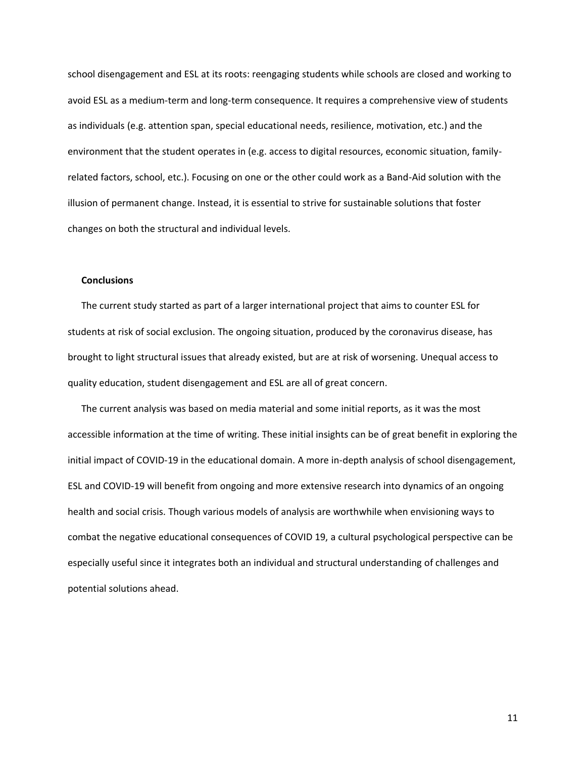school disengagement and ESL at its roots: reengaging students while schools are closed and working to avoid ESL as a medium-term and long-term consequence. It requires a comprehensive view of students as individuals (e.g. attention span, special educational needs, resilience, motivation, etc.) and the environment that the student operates in (e.g. access to digital resources, economic situation, family-related factors, school, etc.). Focusing on one or the other could work as a Band-Aid solution with the illusion of permanent change. Instead, it is essential to strive for sustainable solutions that foster changes on both the structural and individual levels.

## Conclusions

The current study started as part of a larger international project that aims to counter ESL for students at risk of social exclusion. The ongoing situation, produced by the coronavirus disease, has brought to light structural issues that already existed, but are at risk of worsening. Unequal access to quality education, student disengagement and ESL are all of great concern.

The current analysis was based on media material and some initial reports, as it was the most accessible information at the time of writing. These initial insights can be of great benefit in exploring the initial impact of COVID-19 in the educational domain. A more in-depth analysis of school disengagement, ESL and COVID-19 will benefit from ongoing and more extensive research into dynamics of an ongoing health and social crisis. Though various models of analysis are worthwhile when envisioning ways to combat the negative educational consequences of COVID 19, a cultural psychological perspective can be especially useful since it integrates both an individual and structural understanding of challenges and potential solutions ahead.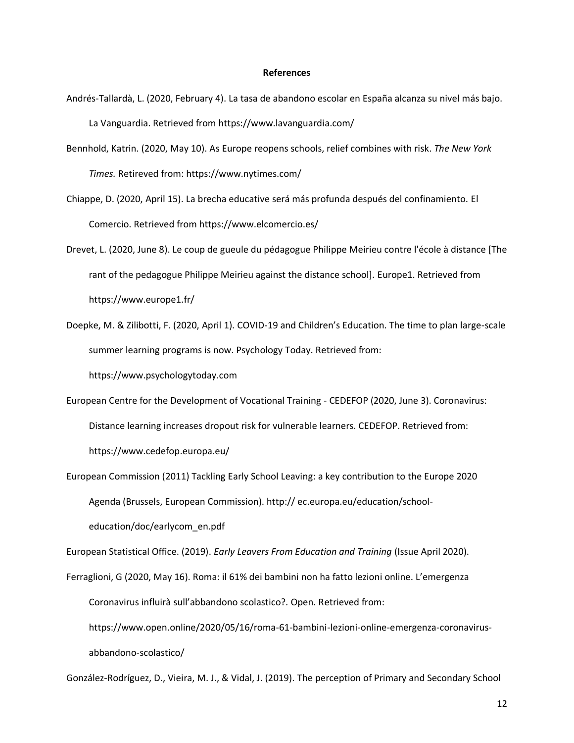## References

Andrés-Tallardà, L. (2020, February 4). La tasa de abandono escolar en España alcanza su nivel más bajo. La Vanguardia. Retrieved from https://www.lavanguardia.com/

Bennhold, Katrin. (2020, May 10). As Europe reopens schools, relief combines with risk. *The New York Times.* Retireved from: https://www.nytimes.com/

Chiappe, D. (2020, April 15). La brecha educative será más profunda después del confinamiento. El Comercio. Retrieved from https://www.elcomercio.es/

Drevet, L. (2020, June 8). Le coup de gueule du pédagogue Philippe Meirieu contre l'école à distance [The rant of the pedagogue Philippe Meirieu against the distance school]. Europe1. Retrieved from https://www.europe1.fr/

Doepke, M. & Zilibotti, F. (2020, April 1). COVID-19 and Children's Education. The time to plan large-scale summer learning programs is now. Psychology Today. Retrieved from: https://www.psychologytoday.com

European Centre for the Development of Vocational Training - CEDEFOP (2020, June 3). Coronavirus: Distance learning increases dropout risk for vulnerable learners. CEDEFOP. Retrieved from: https://www.cedefop.europa.eu/

European Commission (2011) Tackling Early School Leaving: a key contribution to the Europe 2020 Agenda (Brussels, European Commission). http:// ec.europa.eu/education/school-education/doc/earlycom_en.pdf

European Statistical Office. (2019). *Early Leavers From Education and Training* (Issue April 2020).

Ferraglioni, G (2020, May 16). Roma: il 61% dei bambini non ha fatto lezioni online. L'emergenza Coronavirus influirà sull'abbandono scolastico?. Open. Retrieved from: https://www.open.online/2020/05/16/roma-61-bambini-lezioni-online-emergenza-coronavirus-abbandono-scolastico/

González-Rodríguez, D., Vieira, M. J., & Vidal, J. (2019). The perception of Primary and Secondary School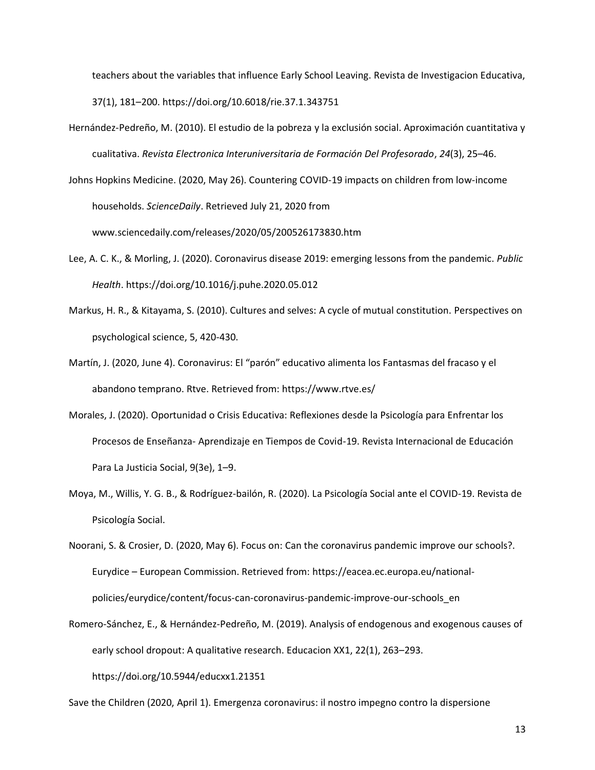teachers about the variables that influence Early School Leaving. Revista de Investigacion Educativa, 37(1), 181–200. https://doi.org/10.6018/rie.37.1.343751

Hernández-Pedreño, M. (2010). El estudio de la pobreza y la exclusión social. Aproximación cuantitativa y cualitativa. *Revista Electronica Interuniversitaria de Formación Del Profesorado*, *24*(3), 25–46.

Johns Hopkins Medicine. (2020, May 26). Countering COVID-19 impacts on children from low-income households. *ScienceDaily*. Retrieved July 21, 2020 from www.sciencedaily.com/releases/2020/05/200526173830.htm

Lee, A. C. K., & Morling, J. (2020). Coronavirus disease 2019: emerging lessons from the pandemic. *Public Health*. https://doi.org/10.1016/j.puhe.2020.05.012

Markus, H. R., & Kitayama, S. (2010). Cultures and selves: A cycle of mutual constitution. Perspectives on psychological science, 5, 420-430.

Martín, J. (2020, June 4). Coronavirus: El "parón" educativo alimenta los Fantasmas del fracaso y el abandono temprano. Rtve. Retrieved from: https://www.rtve.es/

Morales, J. (2020). Oportunidad o Crisis Educativa: Reflexiones desde la Psicología para Enfrentar los Procesos de Enseñanza- Aprendizaje en Tiempos de Covid-19. Revista Internacional de Educación Para La Justicia Social, 9(3e), 1–9.

Moya, M., Willis, Y. G. B., & Rodríguez-bailón, R. (2020). La Psicología Social ante el COVID-19. Revista de Psicología Social.

Noorani, S. & Crosier, D. (2020, May 6). Focus on: Can the coronavirus pandemic improve our schools?. Eurydice – European Commission. Retrieved from: https://eacea.ec.europa.eu/national-policies/eurydice/content/focus-can-coronavirus-pandemic-improve-our-schools_en

Romero-Sánchez, E., & Hernández-Pedreño, M. (2019). Analysis of endogenous and exogenous causes of early school dropout: A qualitative research. Educacion XX1, 22(1), 263–293. https://doi.org/10.5944/educxx1.21351

Save the Children (2020, April 1). Emergenza coronavirus: il nostro impegno contro la dispersione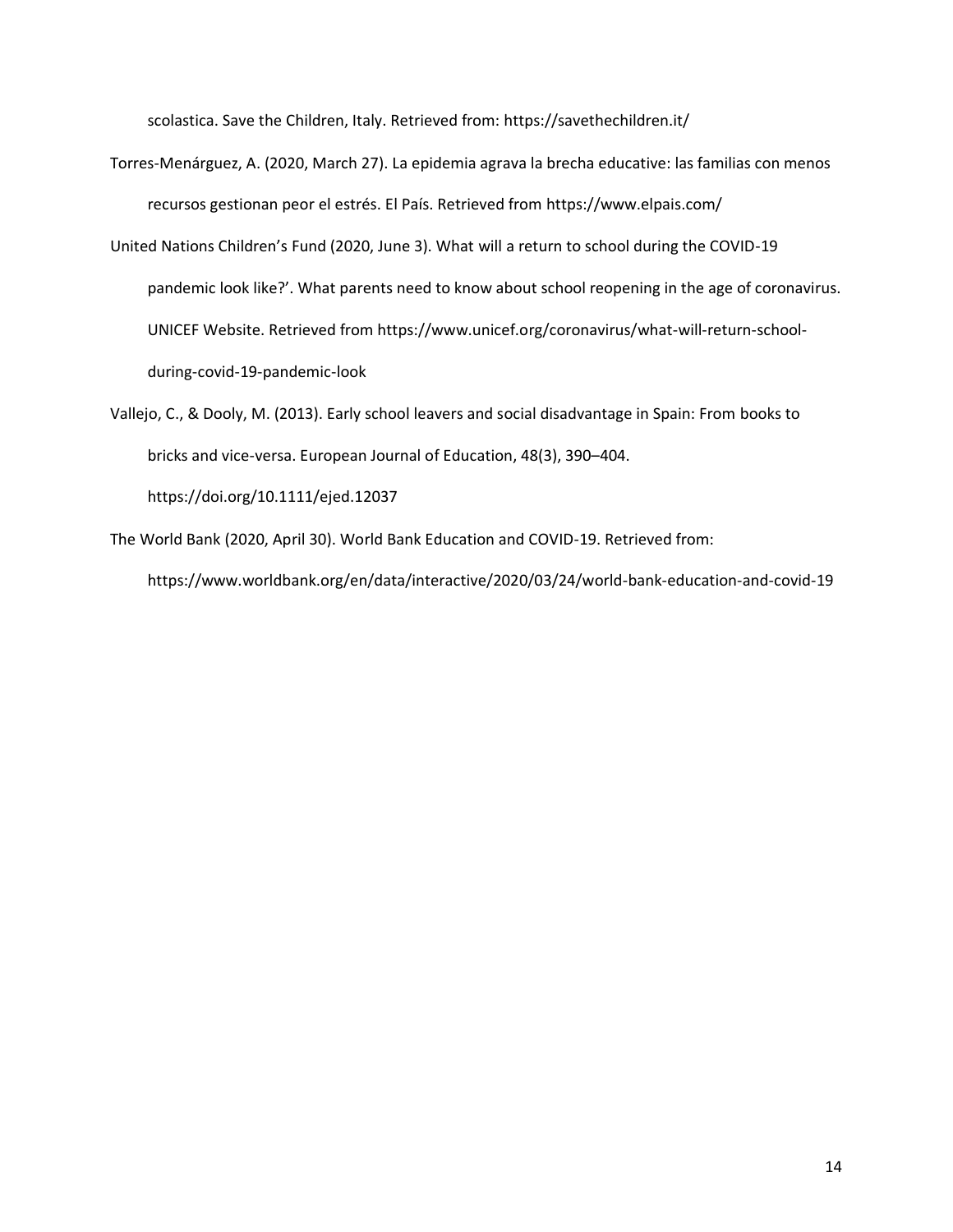scolastica. Save the Children, Italy. Retrieved from: https://savethechildren.it/

Torres-Menárguez, A. (2020, March 27). La epidemia agrava la brecha educative: las familias con menos recursos gestionan peor el estrés. El País. Retrieved from https://www.elpais.com/

United Nations Children's Fund (2020, June 3). What will a return to school during the COVID-19 pandemic look like?'. What parents need to know about school reopening in the age of coronavirus. UNICEF Website. Retrieved from https://www.unicef.org/coronavirus/what-will-return-school-during-covid-19-pandemic-look

Vallejo, C., & Dooly, M. (2013). Early school leavers and social disadvantage in Spain: From books to bricks and vice-versa. European Journal of Education, 48(3), 390–404. https://doi.org/10.1111/ejed.12037

The World Bank (2020, April 30). World Bank Education and COVID-19. Retrieved from: https://www.worldbank.org/en/data/interactive/2020/03/24/world-bank-education-and-covid-19